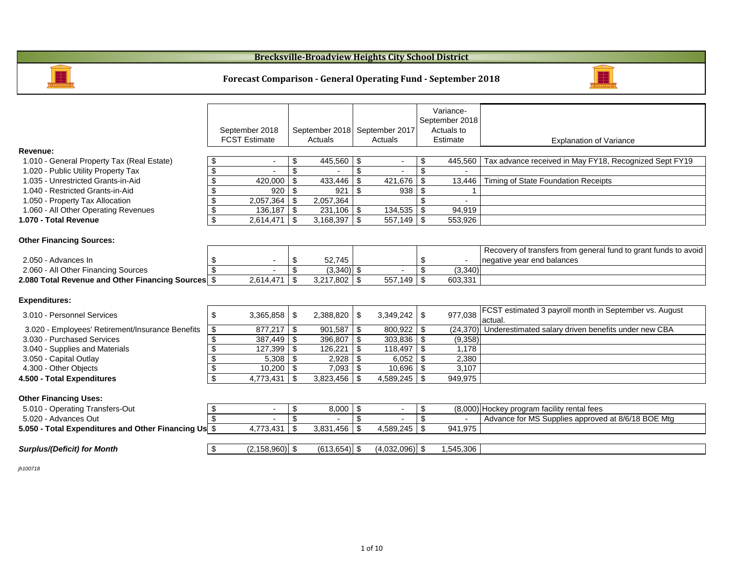# Brecksville-Broadview Heights City School District

## Forecast Comparison - General Operating Fund - September 2018

| | September 2018 FCST Estimate | September 2018 Actuals | September 2017 Actuals | Variance-September 2018 Actuals to Estimate | Explanation of Variance |
|---|---|---|---|---|---|
| **Revenue:** | | | | | |
| 1.010 - General Property Tax (Real Estate) | $ - | $ 445,560 | $ - | $ 445,560 | Tax advance received in May FY18, Recognized Sept FY19 |
| 1.020 - Public Utility Property Tax | $ - | $ - | $ - | $ - | |
| 1.035 - Unrestricted Grants-in-Aid | $ 420,000 | $ 433,446 | $ 421,676 | $ 13,446 | Timing of State Foundation Receipts |
| 1.040 - Restricted Grants-in-Aid | $ 920 | $ 921 | $ 938 | $ 1 | |
| 1.050 - Property Tax Allocation | $ 2,057,364 | $ 2,057,364 | | $ - | |
| 1.060 - All Other Operating Revenues | $ 136,187 | $ 231,106 | $ 134,535 | $ 94,919 | |
| **1.070 - Total Revenue** | $ 2,614,471 | $ 3,168,397 | $ 557,149 | $ 553,926 | |
| **Other Financing Sources:** | | | | | |
| 2.050 - Advances In | $ - | $ 52,745 | | $ - | Recovery of transfers from general fund to grant funds to avoid negative year end balances |
| 2.060 - All Other Financing Sources | $ - | $ (3,340) | $ - | $ (3,340) | |
| **2.080 Total Revenue and Other Financing Sources** | $ 2,614,471 | $ 3,217,802 | $ 557,149 | $ 603,331 | |
| **Expenditures:** | | | | | |
| 3.010 - Personnel Services | $ 3,365,858 | $ 2,388,820 | $ 3,349,242 | $ 977,038 | FCST estimated 3 payroll month in September vs. August actual. |
| 3.020 - Employees' Retirement/Insurance Benefits | $ 877,217 | $ 901,587 | $ 800,922 | $ (24,370) | Underestimated salary driven benefits under new CBA |
| 3.030 - Purchased Services | $ 387,449 | $ 396,807 | $ 303,836 | $ (9,358) | |
| 3.040 - Supplies and Materials | $ 127,399 | $ 126,221 | $ 118,497 | $ 1,178 | |
| 3.050 - Capital Outlay | $ 5,308 | $ 2,928 | $ 6,052 | $ 2,380 | |
| 4.300 - Other Objects | $ 10,200 | $ 7,093 | $ 10,696 | $ 3,107 | |
| **4.500 - Total Expenditures** | $ 4,773,431 | $ 3,823,456 | $ 4,589,245 | $ 949,975 | |
| **Other Financing Uses:** | | | | | |
| 5.010 - Operating Transfers-Out | $ - | $ 8,000 | $ - | $ (8,000) | Hockey program facility rental fees |
| 5.020 - Advances Out | $ - | $ - | $ - | $ - | Advance for MS Supplies approved at 8/6/18 BOE Mtg |
| **5.050 - Total Expenditures and Other Financing Us** | $ 4,773,431 | $ 3,831,456 | $ 4,589,245 | $ 941,975 | |
| ***Surplus/(Deficit) for Month*** | $ (2,158,960) | $ (613,654) | $ (4,032,096) | $ 1,545,306 | |

*jh100718*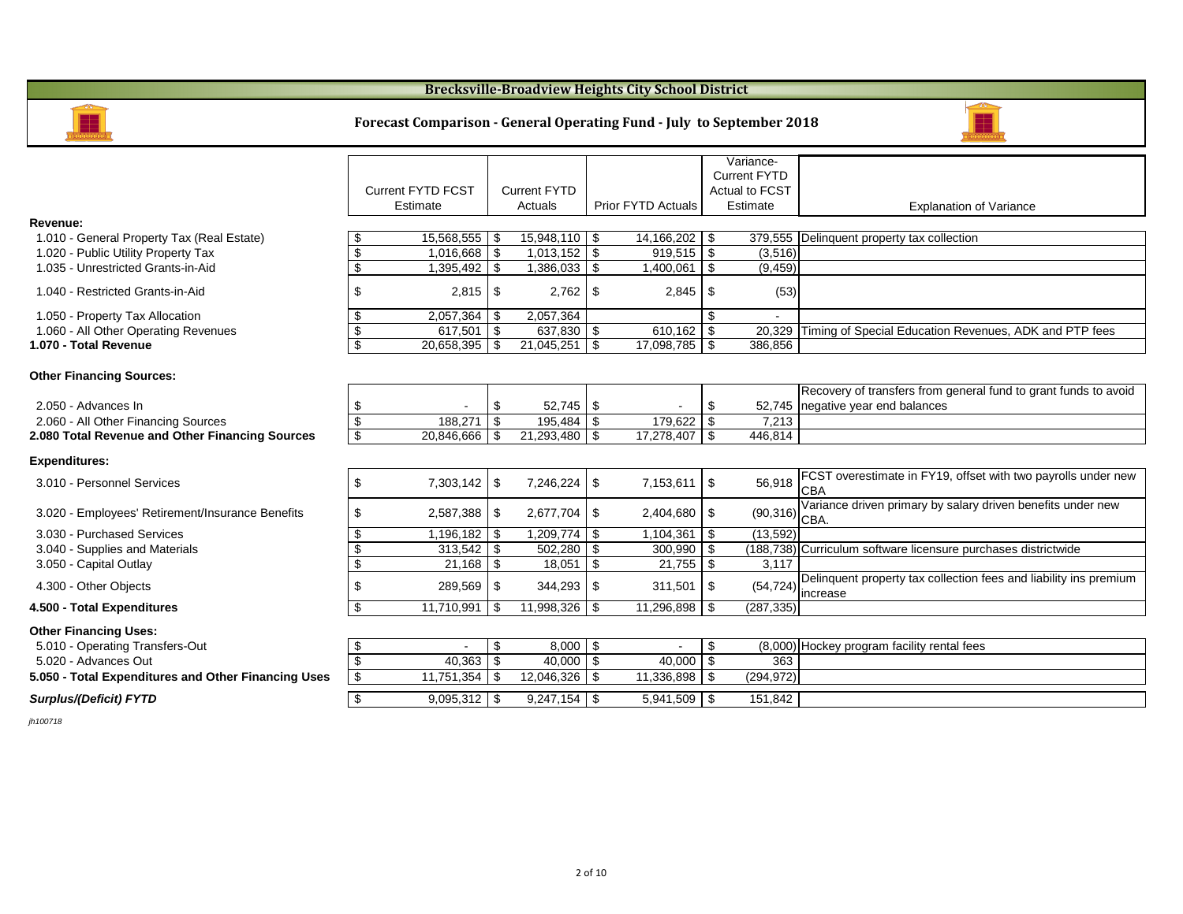# Brecksville-Broadview Heights City School District

## Forecast Comparison - General Operating Fund - July to September 2018

| | Current FYTD FCST Estimate | Current FYTD Actuals | Prior FYTD Actuals | Variance-Current FYTD Actual to FCST Estimate | Explanation of Variance |
|---|---|---|---|---|---|
| **Revenue:** | | | | | |
| 1.010 - General Property Tax (Real Estate) | $ 15,568,555 | $ 15,948,110 | $ 14,166,202 | $ 379,555 | Delinquent property tax collection |
| 1.020 - Public Utility Property Tax | $ 1,016,668 | $ 1,013,152 | $ 919,515 | $ (3,516) | |
| 1.035 - Unrestricted Grants-in-Aid | $ 1,395,492 | $ 1,386,033 | $ 1,400,061 | $ (9,459) | |
| 1.040 - Restricted Grants-in-Aid | $ 2,815 | $ 2,762 | $ 2,845 | $ (53) | |
| 1.050 - Property Tax Allocation | $ 2,057,364 | $ 2,057,364 | | $ - | |
| 1.060 - All Other Operating Revenues | $ 617,501 | $ 637,830 | $ 610,162 | $ 20,329 | Timing of Special Education Revenues, ADK and PTP fees |
| **1.070 - Total Revenue** | $ 20,658,395 | $ 21,045,251 | $ 17,098,785 | $ 386,856 | |
| **Other Financing Sources:** | | | | | |
| 2.050 - Advances In | $ - | $ 52,745 | $ - | $ 52,745 | Recovery of transfers from general fund to grant funds to avoid negative year end balances |
| 2.060 - All Other Financing Sources | $ 188,271 | $ 195,484 | $ 179,622 | $ 7,213 | |
| **2.080 Total Revenue and Other Financing Sources** | $ 20,846,666 | $ 21,293,480 | $ 17,278,407 | $ 446,814 | |
| **Expenditures:** | | | | | |
| 3.010 - Personnel Services | $ 7,303,142 | $ 7,246,224 | $ 7,153,611 | $ 56,918 | FCST overestimate in FY19, offset with two payrolls under new CBA |
| 3.020 - Employees' Retirement/Insurance Benefits | $ 2,587,388 | $ 2,677,704 | $ 2,404,680 | $ (90,316) | Variance driven primary by salary driven benefits under new CBA. |
| 3.030 - Purchased Services | $ 1,196,182 | $ 1,209,774 | $ 1,104,361 | $ (13,592) | |
| 3.040 - Supplies and Materials | $ 313,542 | $ 502,280 | $ 300,990 | $ (188,738) | Curriculum software licensure purchases districtwide |
| 3.050 - Capital Outlay | $ 21,168 | $ 18,051 | $ 21,755 | $ 3,117 | |
| 4.300 - Other Objects | $ 289,569 | $ 344,293 | $ 311,501 | $ (54,724) | Delinquent property tax collection fees and liability ins premium increase |
| **4.500 - Total Expenditures** | $ 11,710,991 | $ 11,998,326 | $ 11,296,898 | $ (287,335) | |
| **Other Financing Uses:** | | | | | |
| 5.010 - Operating Transfers-Out | $ - | $ 8,000 | $ - | $ (8,000) | Hockey program facility rental fees |
| 5.020 - Advances Out | $ 40,363 | $ 40,000 | $ 40,000 | $ 363 | |
| **5.050 - Total Expenditures and Other Financing Uses** | $ 11,751,354 | $ 12,046,326 | $ 11,336,898 | $ (294,972) | |
| ***Surplus/(Deficit) FYTD*** | $ 9,095,312 | $ 9,247,154 | $ 5,941,509 | $ 151,842 | |

*jh100718*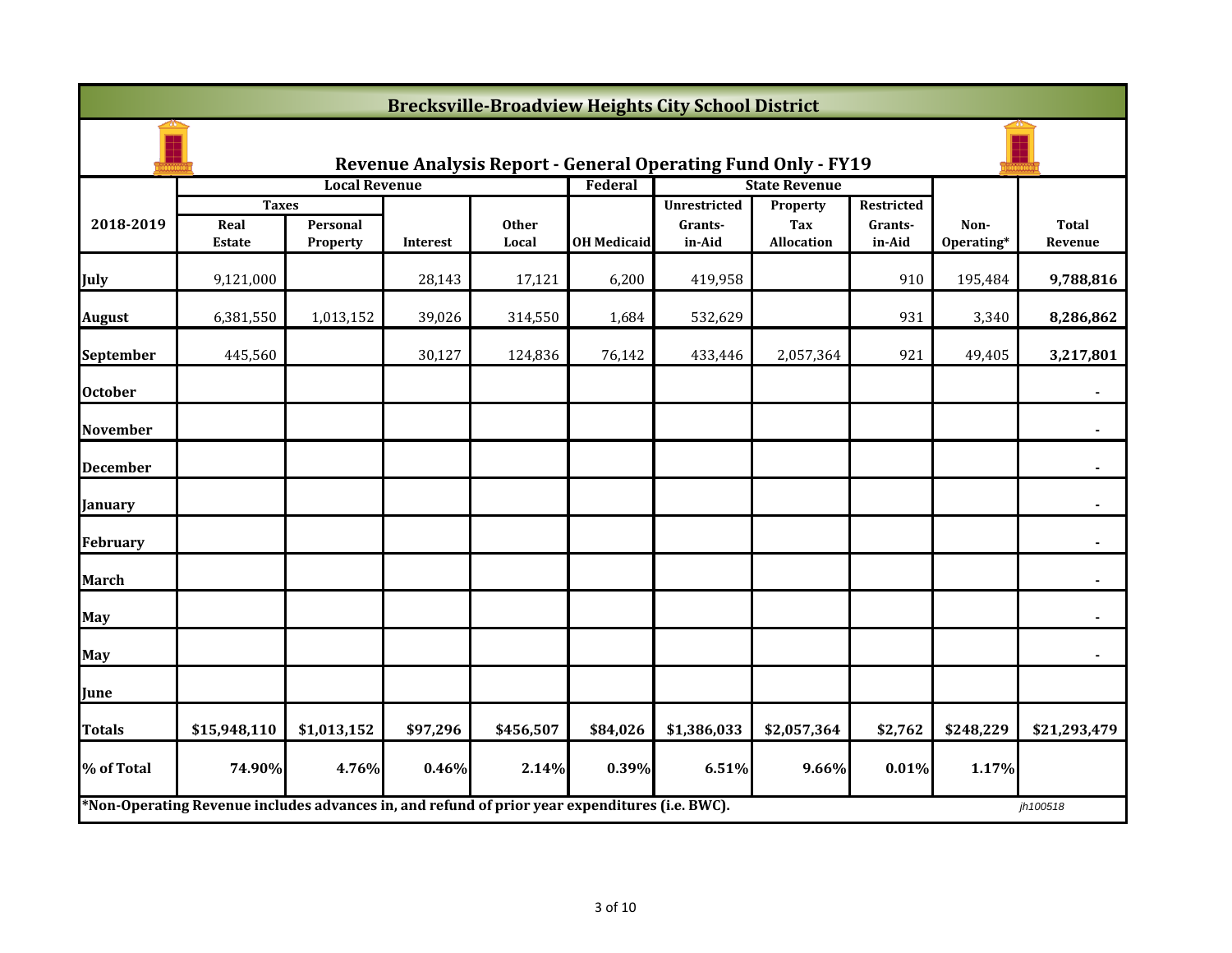# Brecksville-Broadview Heights City School District

## Revenue Analysis Report - General Operating Fund Only - FY19

| 2018-2019 | Local Revenue | | | | Federal | State Revenue | | | | |
|---|---|---|---|---|---|---|---|---|---|---|
| | Taxes | | | | | | | | | |
| | Real Estate | Personal Property | Interest | Other Local | OH Medicaid | Unrestricted Grants-in-Aid | Property Tax Allocation | Restricted Grants-in-Aid | Non-Operating* | Total Revenue |
| July | 9,121,000 | | 28,143 | 17,121 | 6,200 | 419,958 | | 910 | 195,484 | **9,788,816** |
| August | 6,381,550 | 1,013,152 | 39,026 | 314,550 | 1,684 | 532,629 | | 931 | 3,340 | **8,286,862** |
| September | 445,560 | | 30,127 | 124,836 | 76,142 | 433,446 | 2,057,364 | 921 | 49,405 | **3,217,801** |
| October | | | | | | | | | | - |
| November | | | | | | | | | | - |
| December | | | | | | | | | | - |
| January | | | | | | | | | | - |
| February | | | | | | | | | | - |
| March | | | | | | | | | | - |
| May | | | | | | | | | | - |
| May | | | | | | | | | | - |
| June | | | | | | | | | | |
| **Totals** | **$15,948,110** | **$1,013,152** | **$97,296** | **$456,507** | **$84,026** | **$1,386,033** | **$2,057,364** | **$2,762** | **$248,229** | **$21,293,479** |
| **% of Total** | **74.90%** | **4.76%** | **0.46%** | **2.14%** | **0.39%** | **6.51%** | **9.66%** | **0.01%** | **1.17%** | |

***Non-Operating Revenue includes advances in, and refund of prior year expenditures (i.e. BWC).**

*jh100518*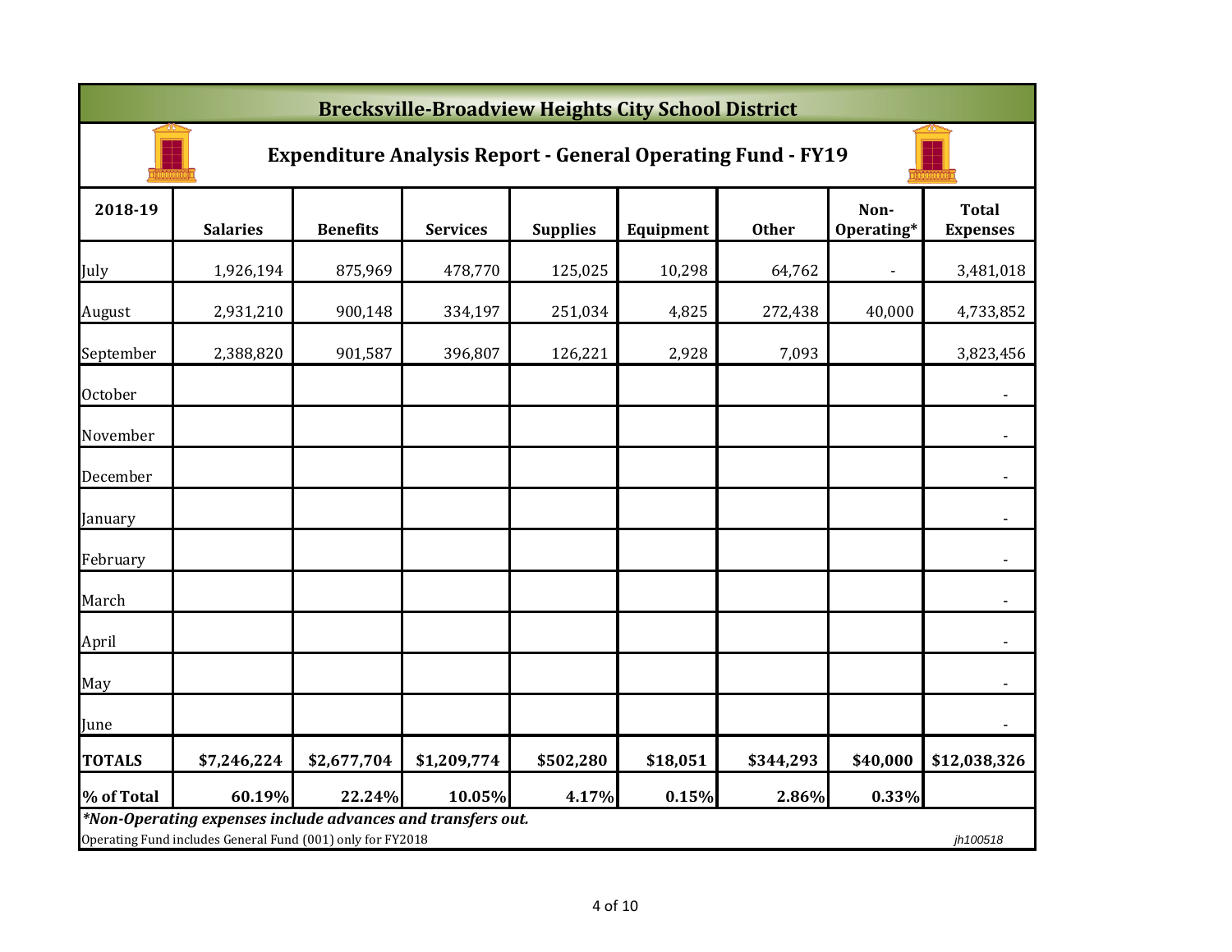# Brecksville-Broadview Heights City School District

## Expenditure Analysis Report - General Operating Fund - FY19

| 2018-19 | Salaries | Benefits | Services | Supplies | Equipment | Other | Non-Operating* | Total Expenses |
|---|---|---|---|---|---|---|---|---|
| July | 1,926,194 | 875,969 | 478,770 | 125,025 | 10,298 | 64,762 | - | 3,481,018 |
| August | 2,931,210 | 900,148 | 334,197 | 251,034 | 4,825 | 272,438 | 40,000 | 4,733,852 |
| September | 2,388,820 | 901,587 | 396,807 | 126,221 | 2,928 | 7,093 | | 3,823,456 |
| October | | | | | | | | - |
| November | | | | | | | | - |
| December | | | | | | | | - |
| January | | | | | | | | - |
| February | | | | | | | | - |
| March | | | | | | | | - |
| April | | | | | | | | - |
| May | | | | | | | | - |
| June | | | | | | | | - |
| **TOTALS** | **$7,246,224** | **$2,677,704** | **$1,209,774** | **$502,280** | **$18,051** | **$344,293** | **$40,000** | **$12,038,326** |
| **% of Total** | **60.19%** | **22.24%** | **10.05%** | **4.17%** | **0.15%** | **2.86%** | **0.33%** | |

***Non-Operating expenses include advances and transfers out.***

Operating Fund includes General Fund (001) only for FY2018

*jh100518*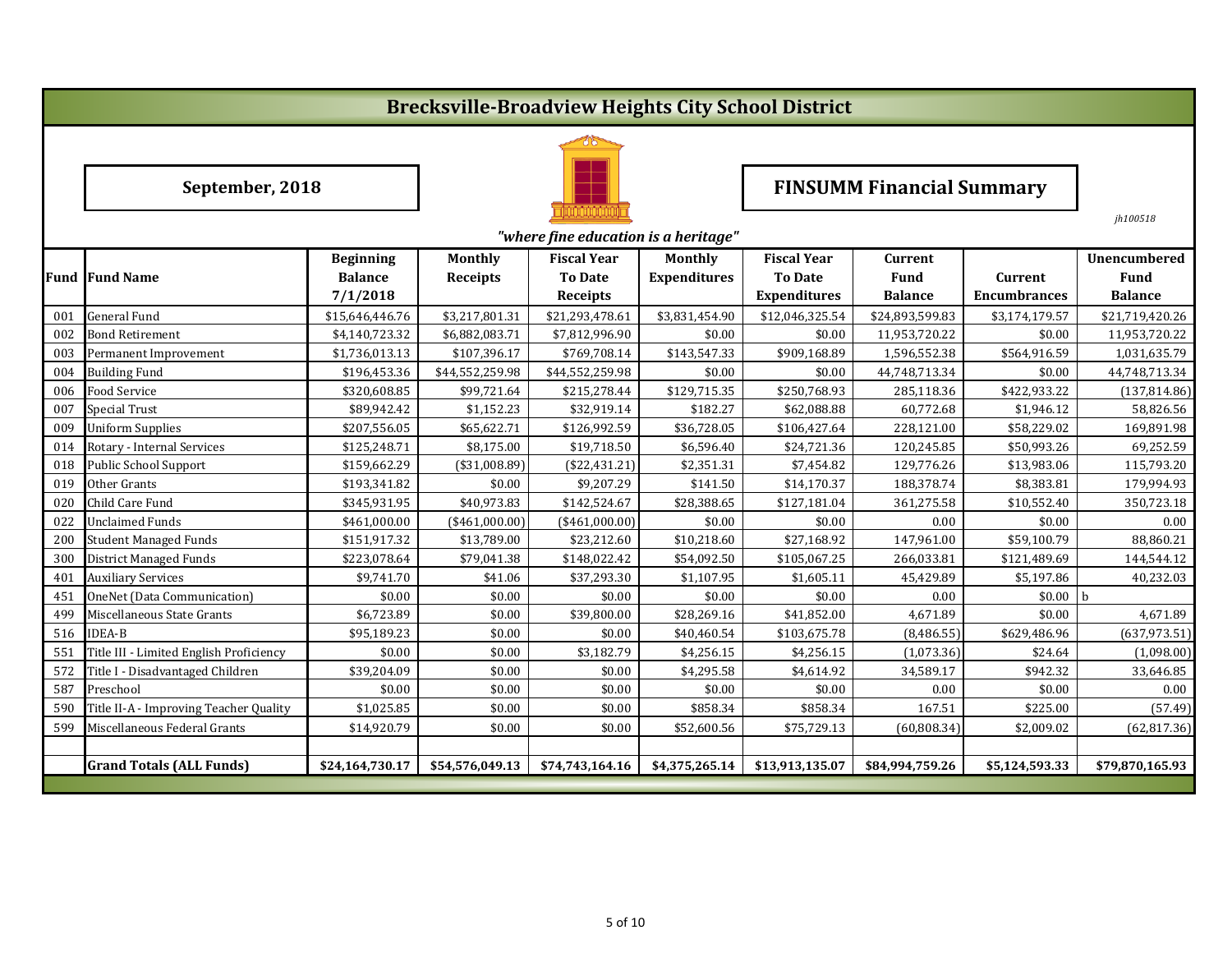# Brecksville-Broadview Heights City School District

**September, 2018**

**FINSUMM Financial Summary**

*jh100518*

*"where fine education is a heritage"*

| Fund | Fund Name | Beginning Balance 7/1/2018 | Monthly Receipts | Fiscal Year To Date Receipts | Monthly Expenditures | Fiscal Year To Date Expenditures | Current Fund Balance | Current Encumbrances | Unencumbered Fund Balance |
|---|---|---|---|---|---|---|---|---|---|
| 001 | General Fund | $15,646,446.76 | $3,217,801.31 | $21,293,478.61 | $3,831,454.90 | $12,046,325.54 | $24,893,599.83 | $3,174,179.57 | $21,719,420.26 |
| 002 | Bond Retirement | $4,140,723.32 | $6,882,083.71 | $7,812,996.90 | $0.00 | $0.00 | 11,953,720.22 | $0.00 | 11,953,720.22 |
| 003 | Permanent Improvement | $1,736,013.13 | $107,396.17 | $769,708.14 | $143,547.33 | $909,168.89 | 1,596,552.38 | $564,916.59 | 1,031,635.79 |
| 004 | Building Fund | $196,453.36 | $44,552,259.98 | $44,552,259.98 | $0.00 | $0.00 | 44,748,713.34 | $0.00 | 44,748,713.34 |
| 006 | Food Service | $320,608.85 | $99,721.64 | $215,278.44 | $129,715.35 | $250,768.93 | 285,118.36 | $422,933.22 | (137,814.86) |
| 007 | Special Trust | $89,942.42 | $1,152.23 | $32,919.14 | $182.27 | $62,088.88 | 60,772.68 | $1,946.12 | 58,826.56 |
| 009 | Uniform Supplies | $207,556.05 | $65,622.71 | $126,992.59 | $36,728.05 | $106,427.64 | 228,121.00 | $58,229.02 | 169,891.98 |
| 014 | Rotary - Internal Services | $125,248.71 | $8,175.00 | $19,718.50 | $6,596.40 | $24,721.36 | 120,245.85 | $50,993.26 | 69,252.59 |
| 018 | Public School Support | $159,662.29 | ($31,008.89) | ($22,431.21) | $2,351.31 | $7,454.82 | 129,776.26 | $13,983.06 | 115,793.20 |
| 019 | Other Grants | $193,341.82 | $0.00 | $9,207.29 | $141.50 | $14,170.37 | 188,378.74 | $8,383.81 | 179,994.93 |
| 020 | Child Care Fund | $345,931.95 | $40,973.83 | $142,524.67 | $28,388.65 | $127,181.04 | 361,275.58 | $10,552.40 | 350,723.18 |
| 022 | Unclaimed Funds | $461,000.00 | ($461,000.00) | ($461,000.00) | $0.00 | $0.00 | 0.00 | $0.00 | 0.00 |
| 200 | Student Managed Funds | $151,917.32 | $13,789.00 | $23,212.60 | $10,218.60 | $27,168.92 | 147,961.00 | $59,100.79 | 88,860.21 |
| 300 | District Managed Funds | $223,078.64 | $79,041.38 | $148,022.42 | $54,092.50 | $105,067.25 | 266,033.81 | $121,489.69 | 144,544.12 |
| 401 | Auxiliary Services | $9,741.70 | $41.06 | $37,293.30 | $1,107.95 | $1,605.11 | 45,429.89 | $5,197.86 | 40,232.03 |
| 451 | OneNet (Data Communication) | $0.00 | $0.00 | $0.00 | $0.00 | $0.00 | 0.00 | $0.00 | b |
| 499 | Miscellaneous State Grants | $6,723.89 | $0.00 | $39,800.00 | $28,269.16 | $41,852.00 | 4,671.89 | $0.00 | 4,671.89 |
| 516 | IDEA-B | $95,189.23 | $0.00 | $0.00 | $40,460.54 | $103,675.78 | (8,486.55) | $629,486.96 | (637,973.51) |
| 551 | Title III - Limited English Proficiency | $0.00 | $0.00 | $3,182.79 | $4,256.15 | $4,256.15 | (1,073.36) | $24.64 | (1,098.00) |
| 572 | Title I - Disadvantaged Children | $39,204.09 | $0.00 | $0.00 | $4,295.58 | $4,614.92 | 34,589.17 | $942.32 | 33,646.85 |
| 587 | Preschool | $0.00 | $0.00 | $0.00 | $0.00 | $0.00 | 0.00 | $0.00 | 0.00 |
| 590 | Title II-A - Improving Teacher Quality | $1,025.85 | $0.00 | $0.00 | $858.34 | $858.34 | 167.51 | $225.00 | (57.49) |
| 599 | Miscellaneous Federal Grants | $14,920.79 | $0.00 | $0.00 | $52,600.56 | $75,729.13 | (60,808.34) | $2,009.02 | (62,817.36) |
| | | | | | | | | | |
| | **Grand Totals (ALL Funds)** | **$24,164,730.17** | **$54,576,049.13** | **$74,743,164.16** | **$4,375,265.14** | **$13,913,135.07** | **$84,994,759.26** | **$5,124,593.33** | **$79,870,165.93** |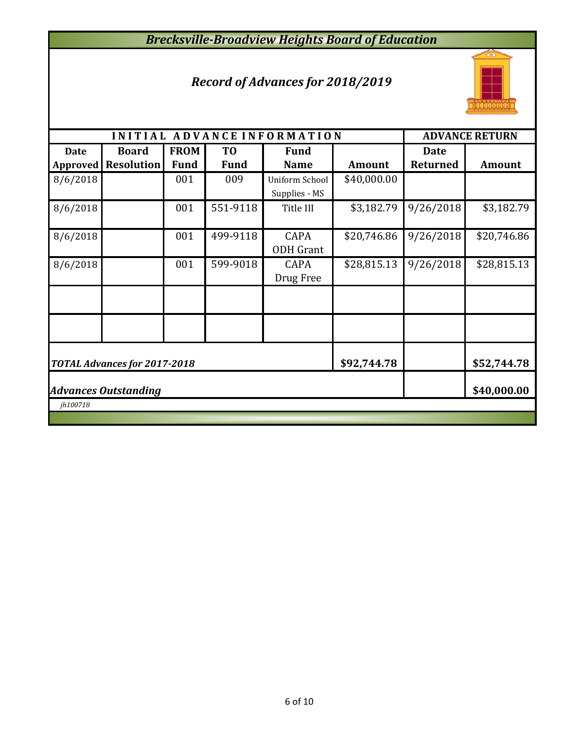# *Brecksville-Broadview Heights Board of Education*

## *Record of Advances for 2018/2019*

| INITIAL ADVANCE INFORMATION | | | | | | ADVANCE RETURN | |
|---|---|---|---|---|---|---|---|
| **Date Approved** | **Board Resolution** | **FROM Fund** | **TO Fund** | **Fund Name** | **Amount** | **Date Returned** | **Amount** |
| 8/6/2018 | | 001 | 009 | Uniform School Supplies - MS | $40,000.00 | | |
| 8/6/2018 | | 001 | 551-9118 | Title III | $3,182.79 | 9/26/2018 | $3,182.79 |
| 8/6/2018 | | 001 | 499-9118 | CAPA ODH Grant | $20,746.86 | 9/26/2018 | $20,746.86 |
| 8/6/2018 | | 001 | 599-9018 | CAPA Drug Free | $28,815.13 | 9/26/2018 | $28,815.13 |
| | | | | | | | |
| | | | | | | | |
| ***TOTAL Advances for 2017-2018*** | | | | | **$92,744.78** | | **$52,744.78** |
| ***Advances Outstanding*** | | | | | | | **$40,000.00** |

*jh100718*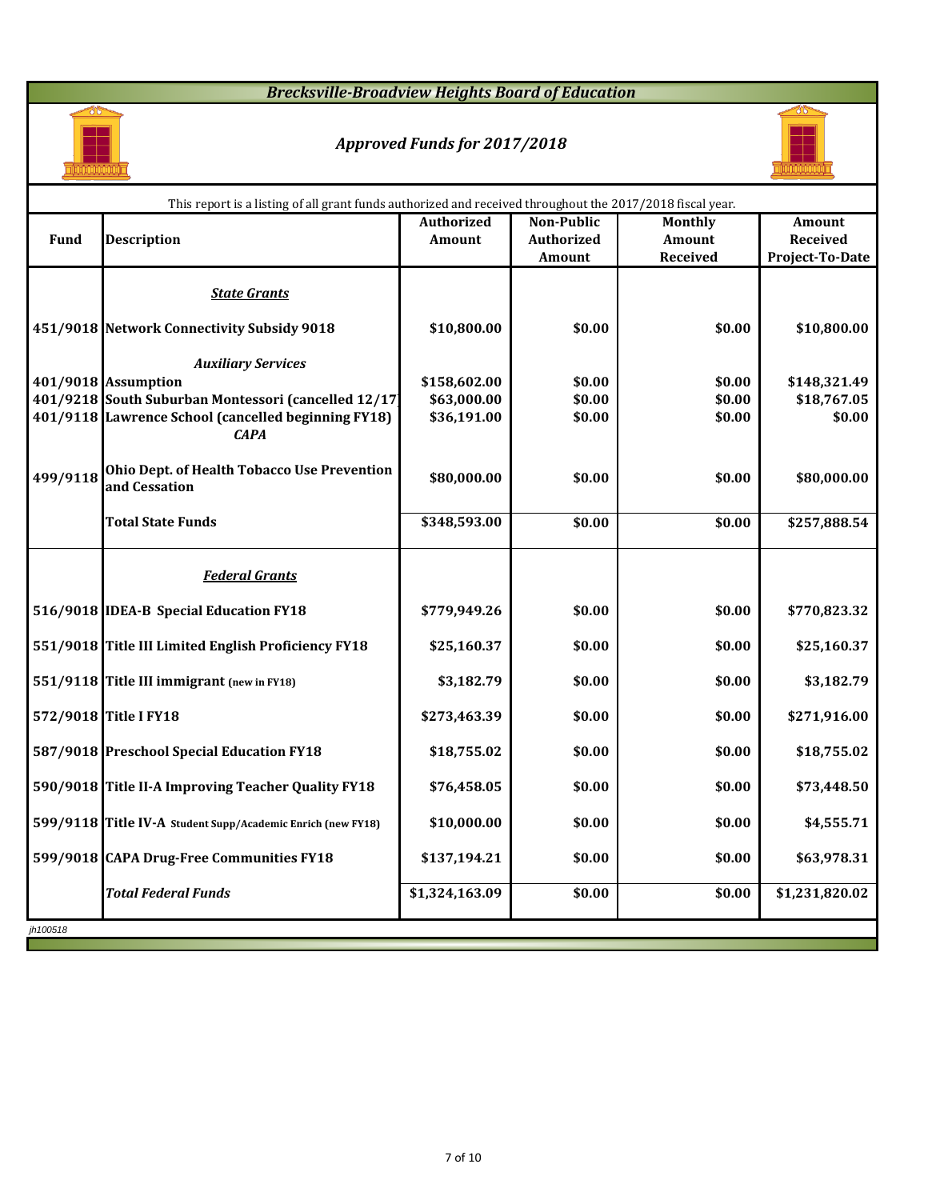# Brecksville-Broadview Heights Board of Education

## Approved Funds for 2017/2018

This report is a listing of all grant funds authorized and received throughout the 2017/2018 fiscal year.

| Fund | Description | Authorized Amount | Non-Public Authorized Amount | Monthly Amount Received | Amount Received Project-To-Date |
|---|---|---|---|---|---|
| | ***State Grants*** | | | | |
| 451/9018 | **Network Connectivity Subsidy 9018** | $10,800.00 | $0.00 | $0.00 | $10,800.00 |
| | ***Auxiliary Services*** | | | | |
| 401/9018 | **Assumption** | $158,602.00 | $0.00 | $0.00 | $148,321.49 |
| 401/9218 | **South Suburban Montessori (cancelled 12/17)** | $63,000.00 | $0.00 | $0.00 | $18,767.05 |
| 401/9118 | **Lawrence School (cancelled beginning FY18)** | $36,191.00 | $0.00 | $0.00 | $0.00 |
| | ***CAPA*** | | | | |
| 499/9118 | **Ohio Dept. of Health Tobacco Use Prevention and Cessation** | $80,000.00 | $0.00 | $0.00 | $80,000.00 |
| | **Total State Funds** | $348,593.00 | $0.00 | $0.00 | $257,888.54 |
| | ***Federal Grants*** | | | | |
| 516/9018 | **IDEA-B Special Education FY18** | $779,949.26 | $0.00 | $0.00 | $770,823.32 |
| 551/9018 | **Title III Limited English Proficiency FY18** | $25,160.37 | $0.00 | $0.00 | $25,160.37 |
| 551/9118 | **Title III immigrant (new in FY18)** | $3,182.79 | $0.00 | $0.00 | $3,182.79 |
| 572/9018 | **Title I FY18** | $273,463.39 | $0.00 | $0.00 | $271,916.00 |
| 587/9018 | **Preschool Special Education FY18** | $18,755.02 | $0.00 | $0.00 | $18,755.02 |
| 590/9018 | **Title II-A Improving Teacher Quality FY18** | $76,458.05 | $0.00 | $0.00 | $73,448.50 |
| 599/9118 | **Title IV-A Student Supp/Academic Enrich (new FY18)** | $10,000.00 | $0.00 | $0.00 | $4,555.71 |
| 599/9018 | **CAPA Drug-Free Communities FY18** | $137,194.21 | $0.00 | $0.00 | $63,978.31 |
| | ***Total Federal Funds*** | $1,324,163.09 | $0.00 | $0.00 | $1,231,820.02 |

jh100518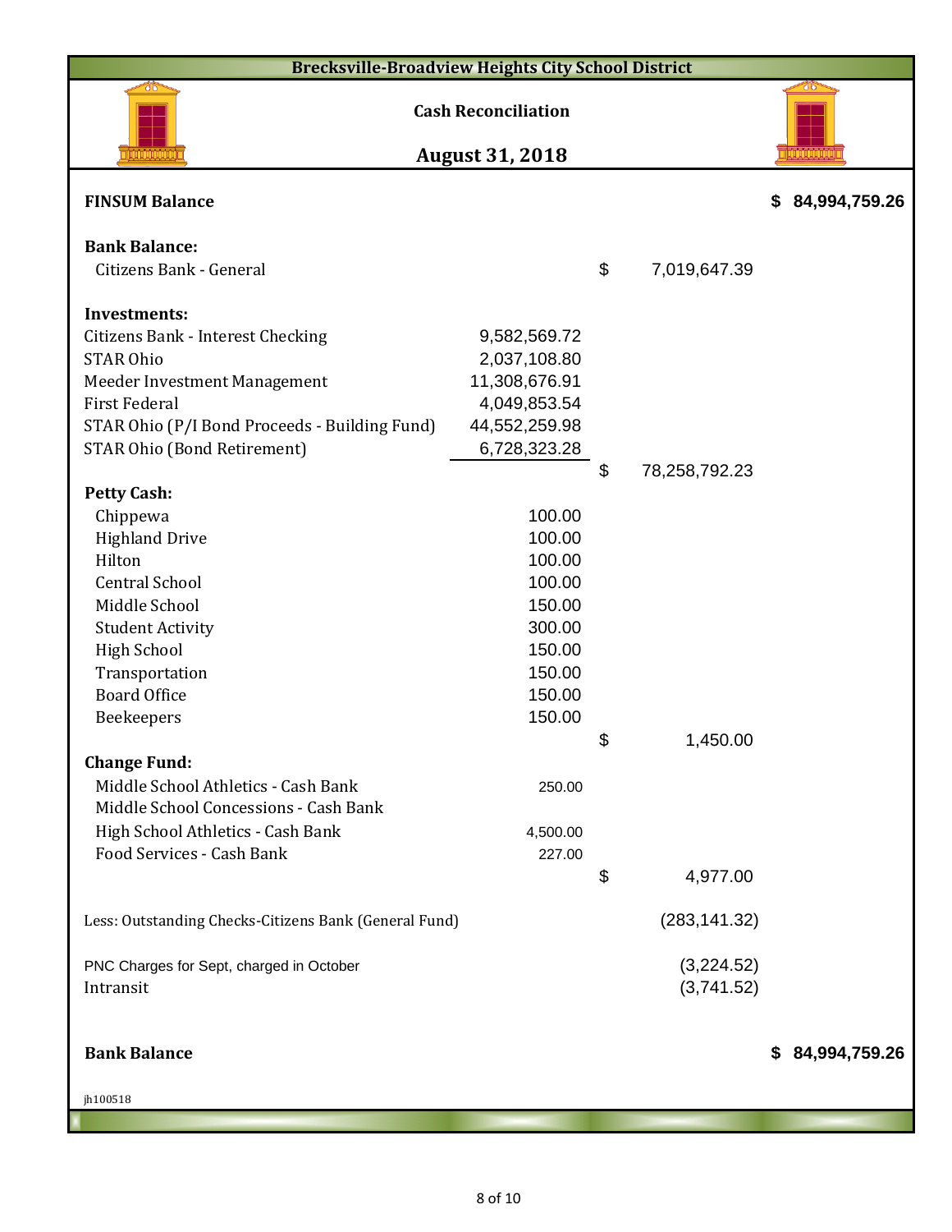# Brecksville-Broadview Heights City School District

## Cash Reconciliation

## August 31, 2018

| | | | |
|---|---|---|---|
| **FINSUM Balance** | | | **$ 84,994,759.26** |
| **Bank Balance:** | | | |
| Citizens Bank - General | | $ 7,019,647.39 | |
| **Investments:** | | | |
| Citizens Bank - Interest Checking | 9,582,569.72 | | |
| STAR Ohio | 2,037,108.80 | | |
| Meeder Investment Management | 11,308,676.91 | | |
| First Federal | 4,049,853.54 | | |
| STAR Ohio (P/I Bond Proceeds - Building Fund) | 44,552,259.98 | | |
| STAR Ohio (Bond Retirement) | 6,728,323.28 | | |
| | | $ 78,258,792.23 | |
| **Petty Cash:** | | | |
| Chippewa | 100.00 | | |
| Highland Drive | 100.00 | | |
| Hilton | 100.00 | | |
| Central School | 100.00 | | |
| Middle School | 150.00 | | |
| Student Activity | 300.00 | | |
| High School | 150.00 | | |
| Transportation | 150.00 | | |
| Board Office | 150.00 | | |
| Beekeepers | 150.00 | | |
| | | $ 1,450.00 | |
| **Change Fund:** | | | |
| Middle School Athletics - Cash Bank | 250.00 | | |
| Middle School Concessions - Cash Bank | | | |
| High School Athletics - Cash Bank | 4,500.00 | | |
| Food Services - Cash Bank | 227.00 | | |
| | | $ 4,977.00 | |
| Less: Outstanding Checks-Citizens Bank (General Fund) | | (283,141.32) | |
| PNC Charges for Sept, charged in October | | (3,224.52) | |
| Intransit | | (3,741.52) | |
| **Bank Balance** | | | **$ 84,994,759.26** |

jh100518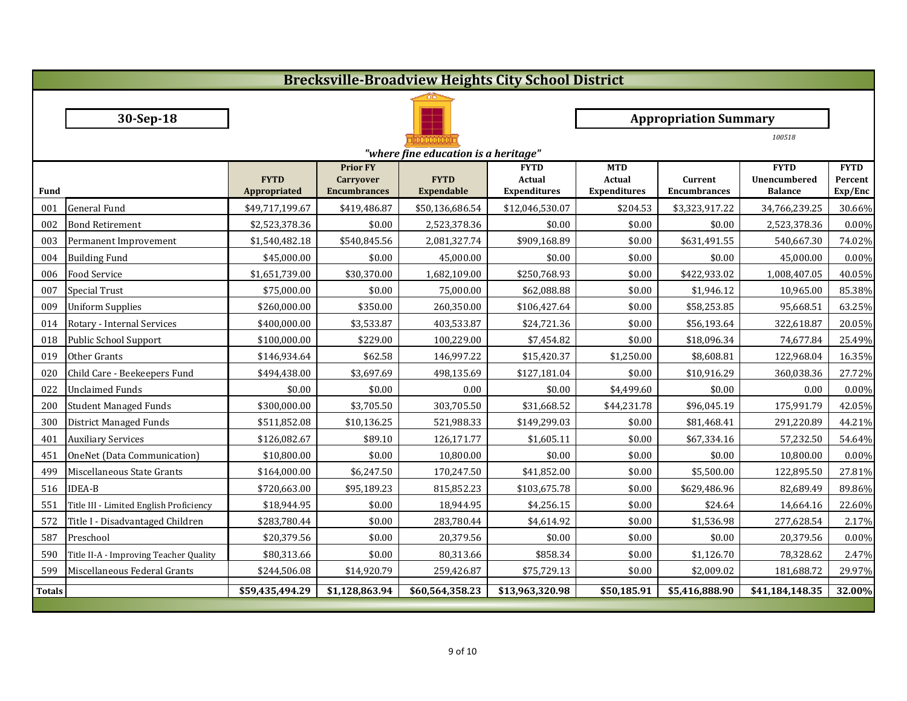# Brecksville-Broadview Heights City School District

**30-Sep-18**

**Appropriation Summary**

*100518*

*"where fine education is a heritage"*

| Fund | | FYTD Appropriated | Prior FY Carryover Encumbrances | FYTD Expendable | FYTD Actual Expenditures | MTD Actual Expenditures | Current Encumbrances | FYTD Unencumbered Balance | FYTD Percent Exp/Enc |
|---|---|---|---|---|---|---|---|---|---|
| 001 | General Fund | $49,717,199.67 | $419,486.87 | $50,136,686.54 | $12,046,530.07 | $204.53 | $3,323,917.22 | 34,766,239.25 | 30.66% |
| 002 | Bond Retirement | $2,523,378.36 | $0.00 | 2,523,378.36 | $0.00 | $0.00 | $0.00 | 2,523,378.36 | 0.00% |
| 003 | Permanent Improvement | $1,540,482.18 | $540,845.56 | 2,081,327.74 | $909,168.89 | $0.00 | $631,491.55 | 540,667.30 | 74.02% |
| 004 | Building Fund | $45,000.00 | $0.00 | 45,000.00 | $0.00 | $0.00 | $0.00 | 45,000.00 | 0.00% |
| 006 | Food Service | $1,651,739.00 | $30,370.00 | 1,682,109.00 | $250,768.93 | $0.00 | $422,933.02 | 1,008,407.05 | 40.05% |
| 007 | Special Trust | $75,000.00 | $0.00 | 75,000.00 | $62,088.88 | $0.00 | $1,946.12 | 10,965.00 | 85.38% |
| 009 | Uniform Supplies | $260,000.00 | $350.00 | 260,350.00 | $106,427.64 | $0.00 | $58,253.85 | 95,668.51 | 63.25% |
| 014 | Rotary - Internal Services | $400,000.00 | $3,533.87 | 403,533.87 | $24,721.36 | $0.00 | $56,193.64 | 322,618.87 | 20.05% |
| 018 | Public School Support | $100,000.00 | $229.00 | 100,229.00 | $7,454.82 | $0.00 | $18,096.34 | 74,677.84 | 25.49% |
| 019 | Other Grants | $146,934.64 | $62.58 | 146,997.22 | $15,420.37 | $1,250.00 | $8,608.81 | 122,968.04 | 16.35% |
| 020 | Child Care - Beekeepers Fund | $494,438.00 | $3,697.69 | 498,135.69 | $127,181.04 | $0.00 | $10,916.29 | 360,038.36 | 27.72% |
| 022 | Unclaimed Funds | $0.00 | $0.00 | 0.00 | $0.00 | $4,499.60 | $0.00 | 0.00 | 0.00% |
| 200 | Student Managed Funds | $300,000.00 | $3,705.50 | 303,705.50 | $31,668.52 | $44,231.78 | $96,045.19 | 175,991.79 | 42.05% |
| 300 | District Managed Funds | $511,852.08 | $10,136.25 | 521,988.33 | $149,299.03 | $0.00 | $81,468.41 | 291,220.89 | 44.21% |
| 401 | Auxiliary Services | $126,082.67 | $89.10 | 126,171.77 | $1,605.11 | $0.00 | $67,334.16 | 57,232.50 | 54.64% |
| 451 | OneNet (Data Communication) | $10,800.00 | $0.00 | 10,800.00 | $0.00 | $0.00 | $0.00 | 10,800.00 | 0.00% |
| 499 | Miscellaneous State Grants | $164,000.00 | $6,247.50 | 170,247.50 | $41,852.00 | $0.00 | $5,500.00 | 122,895.50 | 27.81% |
| 516 | IDEA-B | $720,663.00 | $95,189.23 | 815,852.23 | $103,675.78 | $0.00 | $629,486.96 | 82,689.49 | 89.86% |
| 551 | Title III - Limited English Proficiency | $18,944.95 | $0.00 | 18,944.95 | $4,256.15 | $0.00 | $24.64 | 14,664.16 | 22.60% |
| 572 | Title I - Disadvantaged Children | $283,780.44 | $0.00 | 283,780.44 | $4,614.92 | $0.00 | $1,536.98 | 277,628.54 | 2.17% |
| 587 | Preschool | $20,379.56 | $0.00 | 20,379.56 | $0.00 | $0.00 | $0.00 | 20,379.56 | 0.00% |
| 590 | Title II-A - Improving Teacher Quality | $80,313.66 | $0.00 | 80,313.66 | $858.34 | $0.00 | $1,126.70 | 78,328.62 | 2.47% |
| 599 | Miscellaneous Federal Grants | $244,506.08 | $14,920.79 | 259,426.87 | $75,729.13 | $0.00 | $2,009.02 | 181,688.72 | 29.97% |
| **Totals** | | **$59,435,494.29** | **$1,128,863.94** | **$60,564,358.23** | **$13,963,320.98** | **$50,185.91** | **$5,416,888.90** | **$41,184,148.35** | **32.00%** |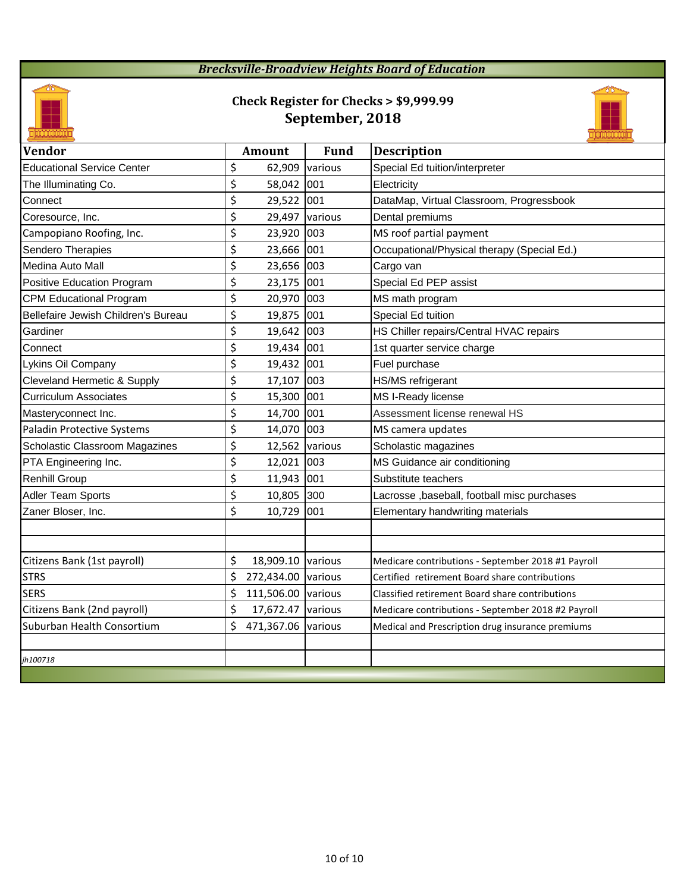*Brecksville-Broadview Heights Board of Education*

## Check Register for Checks > $9,999.99
## September, 2018

| Vendor | Amount | Fund | Description |
|---|---|---|---|
| Educational Service Center | $ 62,909 | various | Special Ed tuition/interpreter |
| The Illuminating Co. | $ 58,042 | 001 | Electricity |
| Connect | $ 29,522 | 001 | DataMap, Virtual Classroom, Progressbook |
| Coresource, Inc. | $ 29,497 | various | Dental premiums |
| Campopiano Roofing, Inc. | $ 23,920 | 003 | MS roof partial payment |
| Sendero Therapies | $ 23,666 | 001 | Occupational/Physical therapy (Special Ed.) |
| Medina Auto Mall | $ 23,656 | 003 | Cargo van |
| Positive Education Program | $ 23,175 | 001 | Special Ed PEP assist |
| CPM Educational Program | $ 20,970 | 003 | MS math program |
| Bellefaire Jewish Children's Bureau | $ 19,875 | 001 | Special Ed tuition |
| Gardiner | $ 19,642 | 003 | HS Chiller repairs/Central HVAC repairs |
| Connect | $ 19,434 | 001 | 1st quarter service charge |
| Lykins Oil Company | $ 19,432 | 001 | Fuel purchase |
| Cleveland Hermetic & Supply | $ 17,107 | 003 | HS/MS refrigerant |
| Curriculum Associates | $ 15,300 | 001 | MS I-Ready license |
| Masteryconnect Inc. | $ 14,700 | 001 | Assessment license renewal HS |
| Paladin Protective Systems | $ 14,070 | 003 | MS camera updates |
| Scholastic Classroom Magazines | $ 12,562 | various | Scholastic magazines |
| PTA Engineering Inc. | $ 12,021 | 003 | MS Guidance air conditioning |
| Renhill Group | $ 11,943 | 001 | Substitute teachers |
| Adler Team Sports | $ 10,805 | 300 | Lacrosse ,baseball, football misc purchases |
| Zaner Bloser, Inc. | $ 10,729 | 001 | Elementary handwriting materials |
| | | | |
| | | | |
| Citizens Bank (1st payroll) | $ 18,909.10 | various | Medicare contributions - September 2018 #1 Payroll |
| STRS | $ 272,434.00 | various | Certified retirement Board share contributions |
| SERS | $ 111,506.00 | various | Classified retirement Board share contributions |
| Citizens Bank (2nd payroll) | $ 17,672.47 | various | Medicare contributions - September 2018 #2 Payroll |
| Suburban Health Consortium | $ 471,367.06 | various | Medical and Prescription drug insurance premiums |
| | | | |
| *jh100718* | | | |